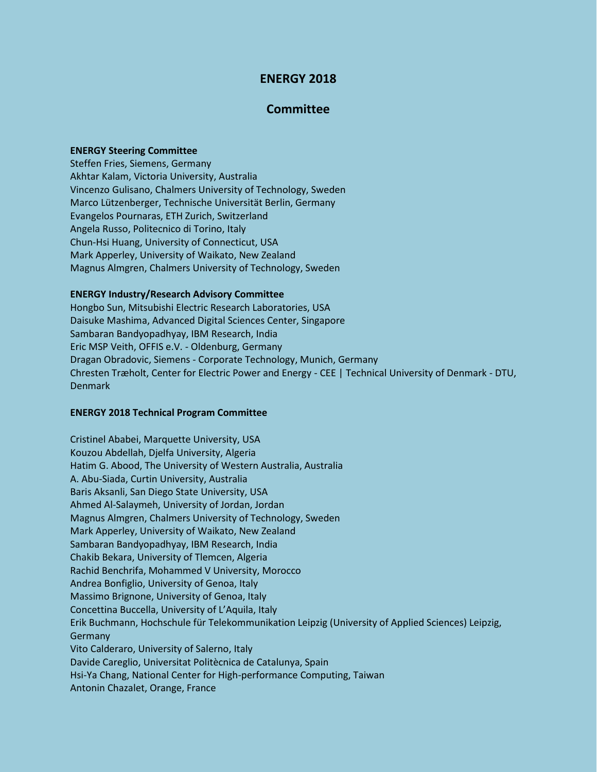# ENERGY 2018

## Committee

### ENERGY Steering Committee

Steffen Fries, Siemens, Germany
Akhtar Kalam, Victoria University, Australia
Vincenzo Gulisano, Chalmers University of Technology, Sweden
Marco Lützenberger, Technische Universität Berlin, Germany
Evangelos Pournaras, ETH Zurich, Switzerland
Angela Russo, Politecnico di Torino, Italy
Chun-Hsi Huang, University of Connecticut, USA
Mark Apperley, University of Waikato, New Zealand
Magnus Almgren, Chalmers University of Technology, Sweden

### ENERGY Industry/Research Advisory Committee

Hongbo Sun, Mitsubishi Electric Research Laboratories, USA
Daisuke Mashima, Advanced Digital Sciences Center, Singapore
Sambaran Bandyopadhyay, IBM Research, India
Eric MSP Veith, OFFIS e.V. - Oldenburg, Germany
Dragan Obradovic, Siemens - Corporate Technology, Munich, Germany
Chresten Træholt, Center for Electric Power and Energy - CEE | Technical University of Denmark - DTU, Denmark

### ENERGY 2018 Technical Program Committee

Cristinel Ababei, Marquette University, USA
Kouzou Abdellah, Djelfa University, Algeria
Hatim G. Abood, The University of Western Australia, Australia
A. Abu-Siada, Curtin University, Australia
Baris Aksanli, San Diego State University, USA
Ahmed Al-Salaymeh, University of Jordan, Jordan
Magnus Almgren, Chalmers University of Technology, Sweden
Mark Apperley, University of Waikato, New Zealand
Sambaran Bandyopadhyay, IBM Research, India
Chakib Bekara, University of Tlemcen, Algeria
Rachid Benchrifa, Mohammed V University, Morocco
Andrea Bonfiglio, University of Genoa, Italy
Massimo Brignone, University of Genoa, Italy
Concettina Buccella, University of L'Aquila, Italy
Erik Buchmann, Hochschule für Telekommunikation Leipzig (University of Applied Sciences) Leipzig, Germany
Vito Calderaro, University of Salerno, Italy
Davide Careglio, Universitat Politècnica de Catalunya, Spain
Hsi-Ya Chang, National Center for High-performance Computing, Taiwan
Antonin Chazalet, Orange, France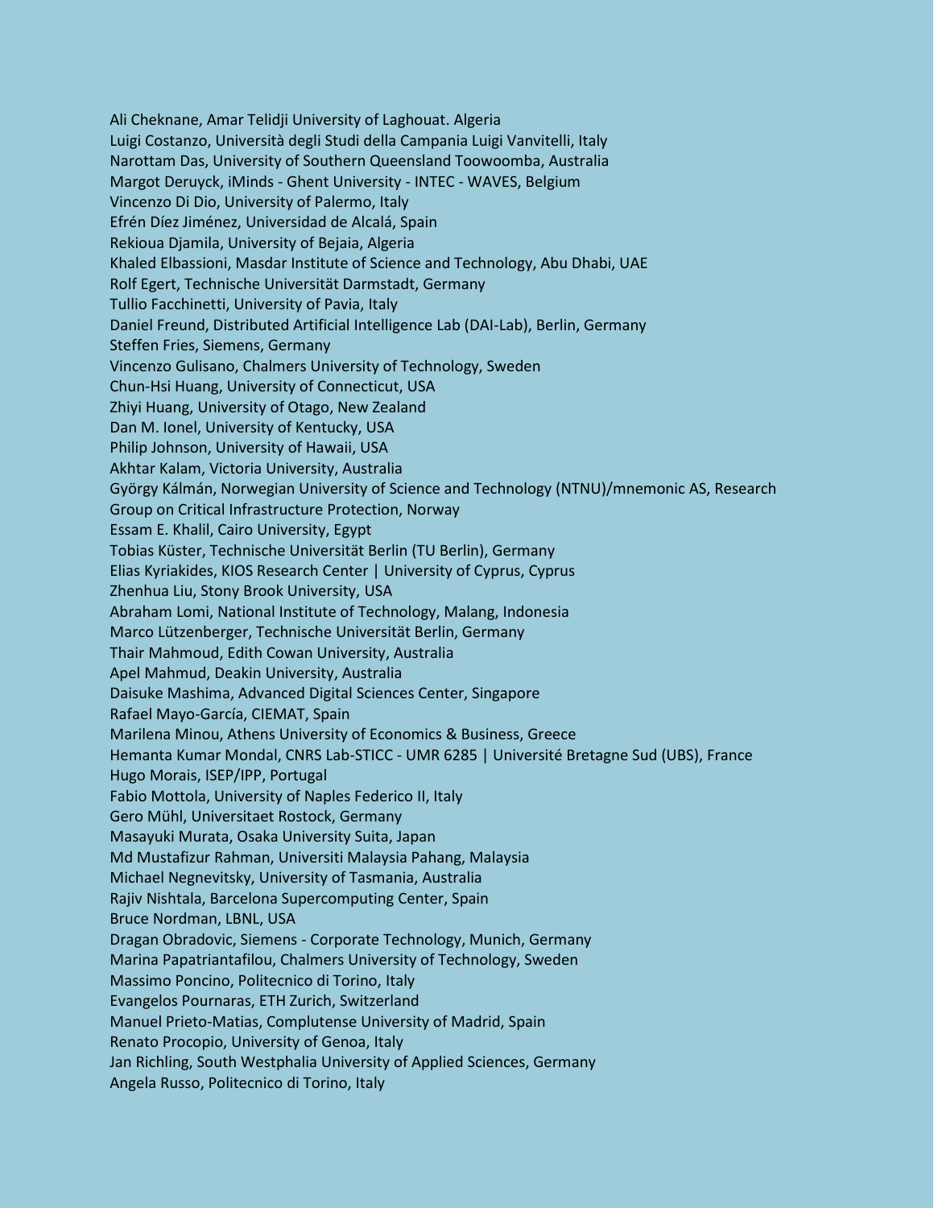Ali Cheknane, Amar Telidji University of Laghouat. Algeria
Luigi Costanzo, Università degli Studi della Campania Luigi Vanvitelli, Italy
Narottam Das, University of Southern Queensland Toowoomba, Australia
Margot Deruyck, iMinds - Ghent University - INTEC - WAVES, Belgium
Vincenzo Di Dio, University of Palermo, Italy
Efrén Díez Jiménez, Universidad de Alcalá, Spain
Rekioua Djamila, University of Bejaia, Algeria
Khaled Elbassioni, Masdar Institute of Science and Technology, Abu Dhabi, UAE
Rolf Egert, Technische Universität Darmstadt, Germany
Tullio Facchinetti, University of Pavia, Italy
Daniel Freund, Distributed Artificial Intelligence Lab (DAI-Lab), Berlin, Germany
Steffen Fries, Siemens, Germany
Vincenzo Gulisano, Chalmers University of Technology, Sweden
Chun-Hsi Huang, University of Connecticut, USA
Zhiyi Huang, University of Otago, New Zealand
Dan M. Ionel, University of Kentucky, USA
Philip Johnson, University of Hawaii, USA
Akhtar Kalam, Victoria University, Australia
György Kálmán, Norwegian University of Science and Technology (NTNU)/mnemonic AS, Research Group on Critical Infrastructure Protection, Norway
Essam E. Khalil, Cairo University, Egypt
Tobias Küster, Technische Universität Berlin (TU Berlin), Germany
Elias Kyriakides, KIOS Research Center | University of Cyprus, Cyprus
Zhenhua Liu, Stony Brook University, USA
Abraham Lomi, National Institute of Technology, Malang, Indonesia
Marco Lützenberger, Technische Universität Berlin, Germany
Thair Mahmoud, Edith Cowan University, Australia
Apel Mahmud, Deakin University, Australia
Daisuke Mashima, Advanced Digital Sciences Center, Singapore
Rafael Mayo-García, CIEMAT, Spain
Marilena Minou, Athens University of Economics & Business, Greece
Hemanta Kumar Mondal, CNRS Lab-STICC - UMR 6285 | Université Bretagne Sud (UBS), France
Hugo Morais, ISEP/IPP, Portugal
Fabio Mottola, University of Naples Federico II, Italy
Gero Mühl, Universitaet Rostock, Germany
Masayuki Murata, Osaka University Suita, Japan
Md Mustafizur Rahman, Universiti Malaysia Pahang, Malaysia
Michael Negnevitsky, University of Tasmania, Australia
Rajiv Nishtala, Barcelona Supercomputing Center, Spain
Bruce Nordman, LBNL, USA
Dragan Obradovic, Siemens - Corporate Technology, Munich, Germany
Marina Papatriantafilou, Chalmers University of Technology, Sweden
Massimo Poncino, Politecnico di Torino, Italy
Evangelos Pournaras, ETH Zurich, Switzerland
Manuel Prieto-Matias, Complutense University of Madrid, Spain
Renato Procopio, University of Genoa, Italy
Jan Richling, South Westphalia University of Applied Sciences, Germany
Angela Russo, Politecnico di Torino, Italy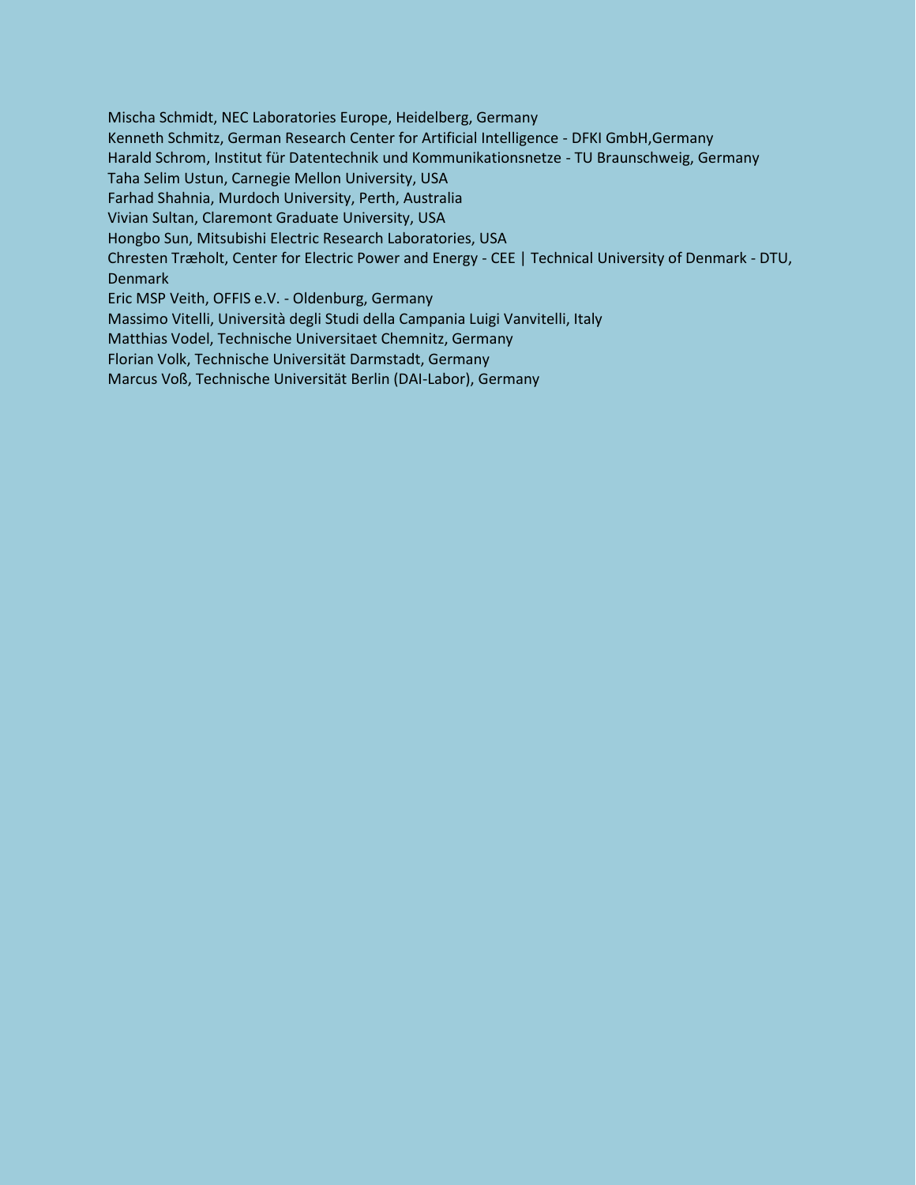Mischa Schmidt, NEC Laboratories Europe, Heidelberg, Germany
Kenneth Schmitz, German Research Center for Artificial Intelligence - DFKI GmbH,Germany
Harald Schrom, Institut für Datentechnik und Kommunikationsnetze - TU Braunschweig, Germany
Taha Selim Ustun, Carnegie Mellon University, USA
Farhad Shahnia, Murdoch University, Perth, Australia
Vivian Sultan, Claremont Graduate University, USA
Hongbo Sun, Mitsubishi Electric Research Laboratories, USA
Chresten Træholt, Center for Electric Power and Energy - CEE | Technical University of Denmark - DTU, Denmark
Eric MSP Veith, OFFIS e.V. - Oldenburg, Germany
Massimo Vitelli, Università degli Studi della Campania Luigi Vanvitelli, Italy
Matthias Vodel, Technische Universitaet Chemnitz, Germany
Florian Volk, Technische Universität Darmstadt, Germany
Marcus Voß, Technische Universität Berlin (DAI-Labor), Germany